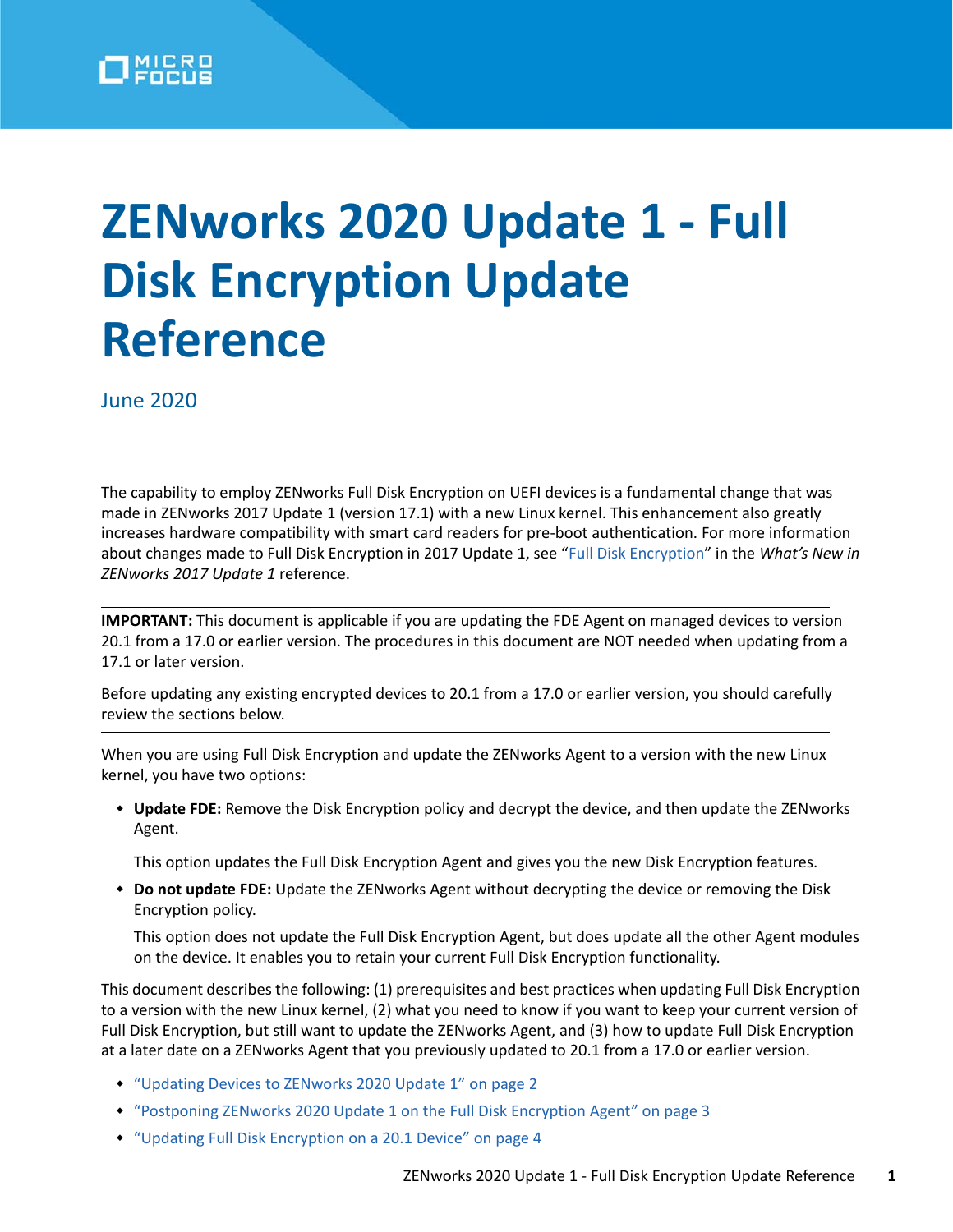# ZENworks 2020 Update 1 - Full Disk Encryption Update Reference

June 2020

The capability to employ ZENworks Full Disk Encryption on UEFI devices is a fundamental change that was made in ZENworks 2017 Update 1 (version 17.1) with a new Linux kernel. This enhancement also greatly increases hardware compatibility with smart card readers for pre-boot authentication. For more information about changes made to Full Disk Encryption in 2017 Update 1, see "Full Disk Encryption" in the *What's New in ZENworks 2017 Update 1* reference.

---

**IMPORTANT:** This document is applicable if you are updating the FDE Agent on managed devices to version 20.1 from a 17.0 or earlier version. The procedures in this document are NOT needed when updating from a 17.1 or later version.

Before updating any existing encrypted devices to 20.1 from a 17.0 or earlier version, you should carefully review the sections below.

---

When you are using Full Disk Encryption and update the ZENworks Agent to a version with the new Linux kernel, you have two options:

- **Update FDE:** Remove the Disk Encryption policy and decrypt the device, and then update the ZENworks Agent.

  This option updates the Full Disk Encryption Agent and gives you the new Disk Encryption features.

- **Do not update FDE:** Update the ZENworks Agent without decrypting the device or removing the Disk Encryption policy.

  This option does not update the Full Disk Encryption Agent, but does update all the other Agent modules on the device. It enables you to retain your current Full Disk Encryption functionality.

This document describes the following: (1) prerequisites and best practices when updating Full Disk Encryption to a version with the new Linux kernel, (2) what you need to know if you want to keep your current version of Full Disk Encryption, but still want to update the ZENworks Agent, and (3) how to update Full Disk Encryption at a later date on a ZENworks Agent that you previously updated to 20.1 from a 17.0 or earlier version.

- "Updating Devices to ZENworks 2020 Update 1" on page 2
- "Postponing ZENworks 2020 Update 1 on the Full Disk Encryption Agent" on page 3
- "Updating Full Disk Encryption on a 20.1 Device" on page 4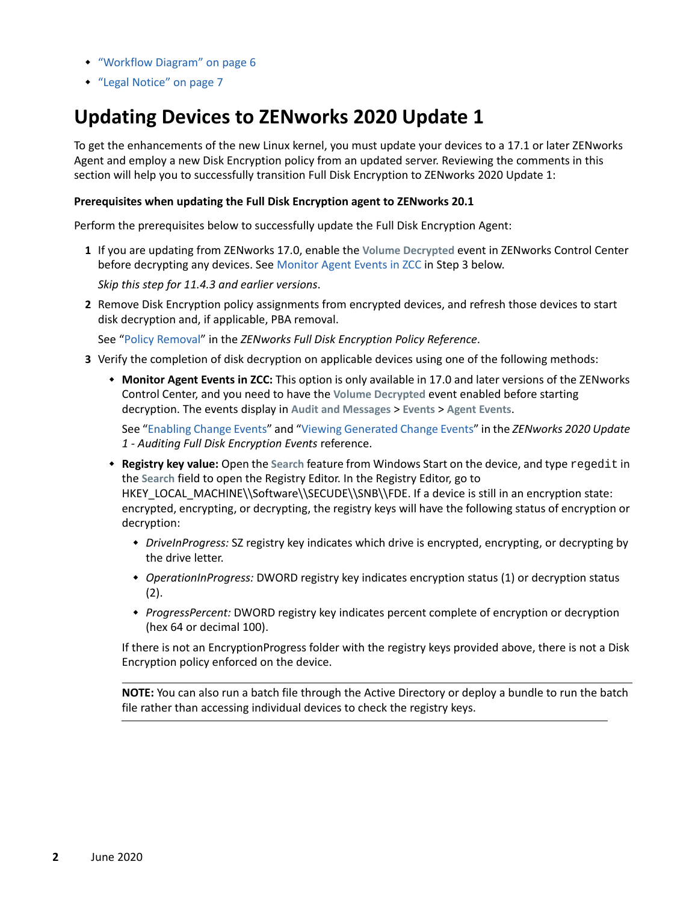- “Workflow Diagram” on page 6
- “Legal Notice” on page 7

# Updating Devices to ZENworks 2020 Update 1

To get the enhancements of the new Linux kernel, you must update your devices to a 17.1 or later ZENworks Agent and employ a new Disk Encryption policy from an updated server. Reviewing the comments in this section will help you to successfully transition Full Disk Encryption to ZENworks 2020 Update 1:

**Prerequisites when updating the Full Disk Encryption agent to ZENworks 20.1**

Perform the prerequisites below to successfully update the Full Disk Encryption Agent:

1. If you are updating from ZENworks 17.0, enable the **Volume Decrypted** event in ZENworks Control Center before decrypting any devices. See Monitor Agent Events in ZCC in Step 3 below.

   *Skip this step for 11.4.3 and earlier versions*.

2. Remove Disk Encryption policy assignments from encrypted devices, and refresh those devices to start disk decryption and, if applicable, PBA removal.

   See “Policy Removal” in the *ZENworks Full Disk Encryption Policy Reference*.

3. Verify the completion of disk decryption on applicable devices using one of the following methods:

   - **Monitor Agent Events in ZCC:** This option is only available in 17.0 and later versions of the ZENworks Control Center, and you need to have the **Volume Decrypted** event enabled before starting decryption. The events display in **Audit and Messages** > **Events** > **Agent Events**.

     See “Enabling Change Events” and “Viewing Generated Change Events” in the *ZENworks 2020 Update 1 - Auditing Full Disk Encryption Events* reference.

   - **Registry key value:** Open the **Search** feature from Windows Start on the device, and type `regedit` in the **Search** field to open the Registry Editor. In the Registry Editor, go to HKEY_LOCAL_MACHINE\\Software\\SECUDE\\SNB\\FDE. If a device is still in an encryption state: encrypted, encrypting, or decrypting, the registry keys will have the following status of encryption or decryption:

     - *DriveInProgress:* SZ registry key indicates which drive is encrypted, encrypting, or decrypting by the drive letter.
     - *OperationInProgress:* DWORD registry key indicates encryption status (1) or decryption status (2).
     - *ProgressPercent:* DWORD registry key indicates percent complete of encryption or decryption (hex 64 or decimal 100).

     If there is not an EncryptionProgress folder with the registry keys provided above, there is not a Disk Encryption policy enforced on the device.

     **NOTE:** You can also run a batch file through the Active Directory or deploy a bundle to run the batch file rather than accessing individual devices to check the registry keys.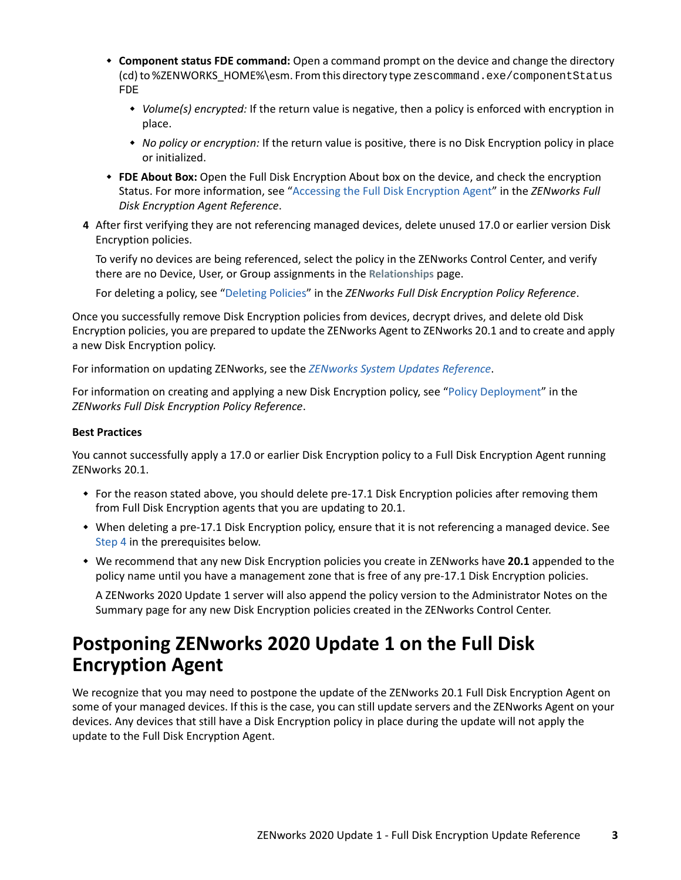- **Component status FDE command:** Open a command prompt on the device and change the directory (cd) to %ZENWORKS_HOME%\esm. From this directory type `zescommand.exe/componentStatus FDE`
    - *Volume(s) encrypted:* If the return value is negative, then a policy is enforced with encryption in place.
    - *No policy or encryption:* If the return value is positive, there is no Disk Encryption policy in place or initialized.
- **FDE About Box:** Open the Full Disk Encryption About box on the device, and check the encryption Status. For more information, see "Accessing the Full Disk Encryption Agent" in the *ZENworks Full Disk Encryption Agent Reference*.

4. After first verifying they are not referencing managed devices, delete unused 17.0 or earlier version Disk Encryption policies.

   To verify no devices are being referenced, select the policy in the ZENworks Control Center, and verify there are no Device, User, or Group assignments in the **Relationships** page.

   For deleting a policy, see "Deleting Policies" in the *ZENworks Full Disk Encryption Policy Reference*.

Once you successfully remove Disk Encryption policies from devices, decrypt drives, and delete old Disk Encryption policies, you are prepared to update the ZENworks Agent to ZENworks 20.1 and to create and apply a new Disk Encryption policy.

For information on updating ZENworks, see the *ZENworks System Updates Reference*.

For information on creating and applying a new Disk Encryption policy, see "Policy Deployment" in the *ZENworks Full Disk Encryption Policy Reference*.

**Best Practices**

You cannot successfully apply a 17.0 or earlier Disk Encryption policy to a Full Disk Encryption Agent running ZENworks 20.1.

- For the reason stated above, you should delete pre-17.1 Disk Encryption policies after removing them from Full Disk Encryption agents that you are updating to 20.1.
- When deleting a pre-17.1 Disk Encryption policy, ensure that it is not referencing a managed device. See Step 4 in the prerequisites below.
- We recommend that any new Disk Encryption policies you create in ZENworks have **20.1** appended to the policy name until you have a management zone that is free of any pre-17.1 Disk Encryption policies.

  A ZENworks 2020 Update 1 server will also append the policy version to the Administrator Notes on the Summary page for any new Disk Encryption policies created in the ZENworks Control Center.

# Postponing ZENworks 2020 Update 1 on the Full Disk Encryption Agent

We recognize that you may need to postpone the update of the ZENworks 20.1 Full Disk Encryption Agent on some of your managed devices. If this is the case, you can still update servers and the ZENworks Agent on your devices. Any devices that still have a Disk Encryption policy in place during the update will not apply the update to the Full Disk Encryption Agent.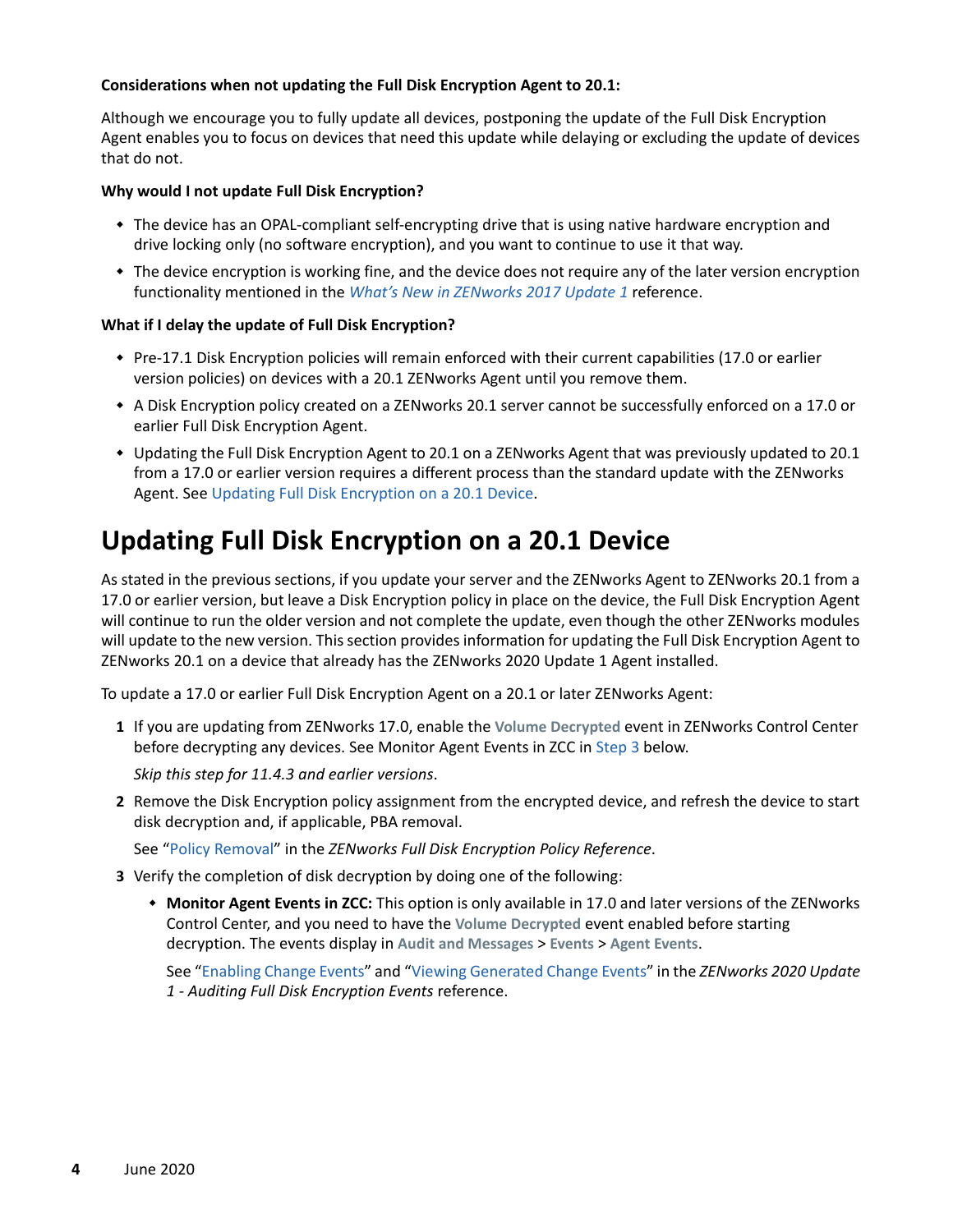**Considerations when not updating the Full Disk Encryption Agent to 20.1:**

Although we encourage you to fully update all devices, postponing the update of the Full Disk Encryption Agent enables you to focus on devices that need this update while delaying or excluding the update of devices that do not.

**Why would I not update Full Disk Encryption?**

- The device has an OPAL-compliant self-encrypting drive that is using native hardware encryption and drive locking only (no software encryption), and you want to continue to use it that way.
- The device encryption is working fine, and the device does not require any of the later version encryption functionality mentioned in the *What's New in ZENworks 2017 Update 1* reference.

**What if I delay the update of Full Disk Encryption?**

- Pre-17.1 Disk Encryption policies will remain enforced with their current capabilities (17.0 or earlier version policies) on devices with a 20.1 ZENworks Agent until you remove them.
- A Disk Encryption policy created on a ZENworks 20.1 server cannot be successfully enforced on a 17.0 or earlier Full Disk Encryption Agent.
- Updating the Full Disk Encryption Agent to 20.1 on a ZENworks Agent that was previously updated to 20.1 from a 17.0 or earlier version requires a different process than the standard update with the ZENworks Agent. See Updating Full Disk Encryption on a 20.1 Device.

# Updating Full Disk Encryption on a 20.1 Device

As stated in the previous sections, if you update your server and the ZENworks Agent to ZENworks 20.1 from a 17.0 or earlier version, but leave a Disk Encryption policy in place on the device, the Full Disk Encryption Agent will continue to run the older version and not complete the update, even though the other ZENworks modules will update to the new version. This section provides information for updating the Full Disk Encryption Agent to ZENworks 20.1 on a device that already has the ZENworks 2020 Update 1 Agent installed.

To update a 17.0 or earlier Full Disk Encryption Agent on a 20.1 or later ZENworks Agent:

1. If you are updating from ZENworks 17.0, enable the **Volume Decrypted** event in ZENworks Control Center before decrypting any devices. See Monitor Agent Events in ZCC in Step 3 below.

   *Skip this step for 11.4.3 and earlier versions*.

2. Remove the Disk Encryption policy assignment from the encrypted device, and refresh the device to start disk decryption and, if applicable, PBA removal.

   See "Policy Removal" in the *ZENworks Full Disk Encryption Policy Reference*.

3. Verify the completion of disk decryption by doing one of the following:

   - **Monitor Agent Events in ZCC:** This option is only available in 17.0 and later versions of the ZENworks Control Center, and you need to have the **Volume Decrypted** event enabled before starting decryption. The events display in **Audit and Messages** > **Events** > **Agent Events**.

     See "Enabling Change Events" and "Viewing Generated Change Events" in the *ZENworks 2020 Update 1 - Auditing Full Disk Encryption Events* reference.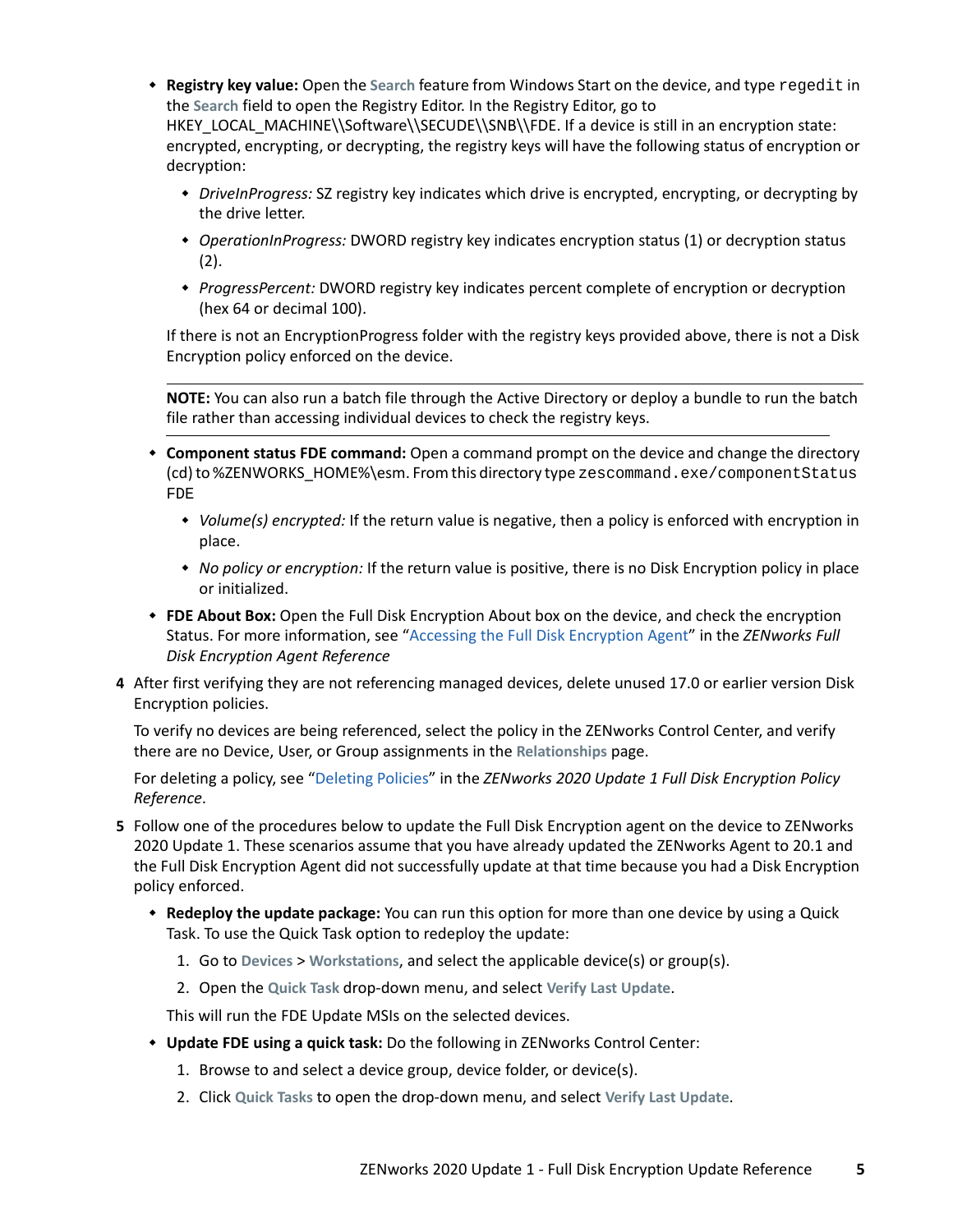- **Registry key value:** Open the **Search** feature from Windows Start on the device, and type `regedit` in the **Search** field to open the Registry Editor. In the Registry Editor, go to HKEY_LOCAL_MACHINE\\Software\\SECUDE\\SNB\\FDE. If a device is still in an encryption state: encrypted, encrypting, or decrypting, the registry keys will have the following status of encryption or decryption:
  - *DriveInProgress:* SZ registry key indicates which drive is encrypted, encrypting, or decrypting by the drive letter.
  - *OperationInProgress:* DWORD registry key indicates encryption status (1) or decryption status (2).
  - *ProgressPercent:* DWORD registry key indicates percent complete of encryption or decryption (hex 64 or decimal 100).

  If there is not an EncryptionProgress folder with the registry keys provided above, there is not a Disk Encryption policy enforced on the device.

  ---

  **NOTE:** You can also run a batch file through the Active Directory or deploy a bundle to run the batch file rather than accessing individual devices to check the registry keys.

  ---

- **Component status FDE command:** Open a command prompt on the device and change the directory (cd) to %ZENWORKS_HOME%\esm. From this directory type `zescommand.exe/componentStatus` FDE
  - *Volume(s) encrypted:* If the return value is negative, then a policy is enforced with encryption in place.
  - *No policy or encryption:* If the return value is positive, there is no Disk Encryption policy in place or initialized.
- **FDE About Box:** Open the Full Disk Encryption About box on the device, and check the encryption Status. For more information, see "Accessing the Full Disk Encryption Agent" in the *ZENworks Full Disk Encryption Agent Reference*

4 After first verifying they are not referencing managed devices, delete unused 17.0 or earlier version Disk Encryption policies.

  To verify no devices are being referenced, select the policy in the ZENworks Control Center, and verify there are no Device, User, or Group assignments in the **Relationships** page.

  For deleting a policy, see "Deleting Policies" in the *ZENworks 2020 Update 1 Full Disk Encryption Policy Reference*.

5 Follow one of the procedures below to update the Full Disk Encryption agent on the device to ZENworks 2020 Update 1. These scenarios assume that you have already updated the ZENworks Agent to 20.1 and the Full Disk Encryption Agent did not successfully update at that time because you had a Disk Encryption policy enforced.

  - **Redeploy the update package:** You can run this option for more than one device by using a Quick Task. To use the Quick Task option to redeploy the update:
    1. Go to **Devices** > **Workstations**, and select the applicable device(s) or group(s).
    2. Open the **Quick Task** drop-down menu, and select **Verify Last Update**.

    This will run the FDE Update MSIs on the selected devices.
  - **Update FDE using a quick task:** Do the following in ZENworks Control Center:
    1. Browse to and select a device group, device folder, or device(s).
    2. Click **Quick Tasks** to open the drop-down menu, and select **Verify Last Update**.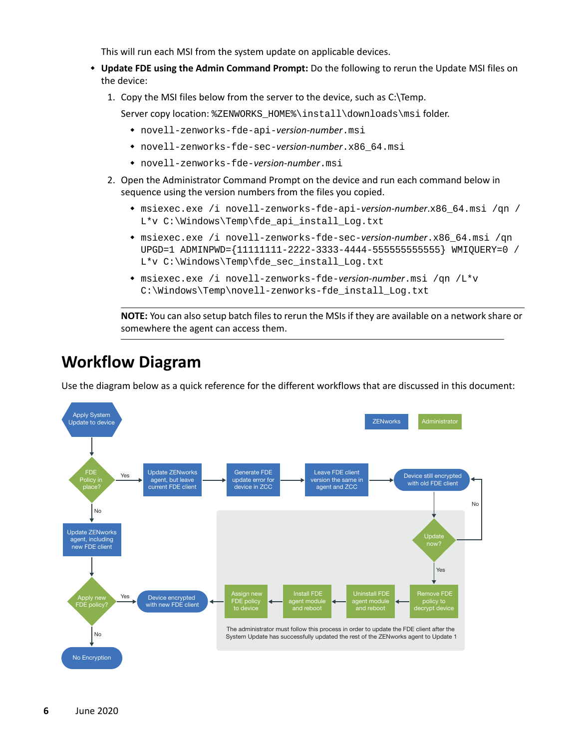This will run each MSI from the system update on applicable devices.

- **Update FDE using the Admin Command Prompt:** Do the following to rerun the Update MSI files on the device:
  1. Copy the MSI files below from the server to the device, such as C:\Temp.

     Server copy location: `%ZENWORKS_HOME%\install\downloads\msi` folder.
     - `novell-zenworks-fde-api-`*version-number*`.msi`
     - `novell-zenworks-fde-sec-`*version-number*`.x86_64.msi`
     - `novell-zenworks-fde-`*version-number*`.msi`
  2. Open the Administrator Command Prompt on the device and run each command below in sequence using the version numbers from the files you copied.
     - `msiexec.exe /i novell-zenworks-fde-api-`*version-number*`.x86_64.msi /qn /L*v C:\Windows\Temp\fde_api_install_Log.txt`
     - `msiexec.exe /i novell-zenworks-fde-sec-`*version-number*`.x86_64.msi /qn UPGD=1 ADMINPWD={11111111-2222-3333-4444-555555555555} WMIQUERY=0 /L*v C:\Windows\Temp\fde_sec_install_Log.txt`
     - `msiexec.exe /i novell-zenworks-fde-`*version-number*`.msi /qn /L*v C:\Windows\Temp\novell-zenworks-fde_install_Log.txt`

     **NOTE:** You can also setup batch files to rerun the MSIs if they are available on a network share or somewhere the agent can access them.

# Workflow Diagram

Use the diagram below as a quick reference for the different workflows that are discussed in this document:

ZENworks | Administrator

Apply System Update to device → FDE Policy in place?

- Yes → Update ZENworks agent, but leave current FDE client → Generate FDE update error for device in ZCC → Leave FDE client version the same in agent and ZCC → Device still encrypted with old FDE client → Update now?
  - No → Device still encrypted with old FDE client
  - Yes → Remove FDE policy to decrypt device → Uninstall FDE agent module and reboot → Install FDE agent module and reboot → Assign new FDE policy to device → Device encrypted with new FDE client
- No → Update ZENworks agent, including new FDE client → Apply new FDE policy?
  - Yes → Device encrypted with new FDE client
  - No → No Encryption

The administrator must follow this process in order to update the FDE client after the System Update has successfully updated the rest of the ZENworks agent to Update 1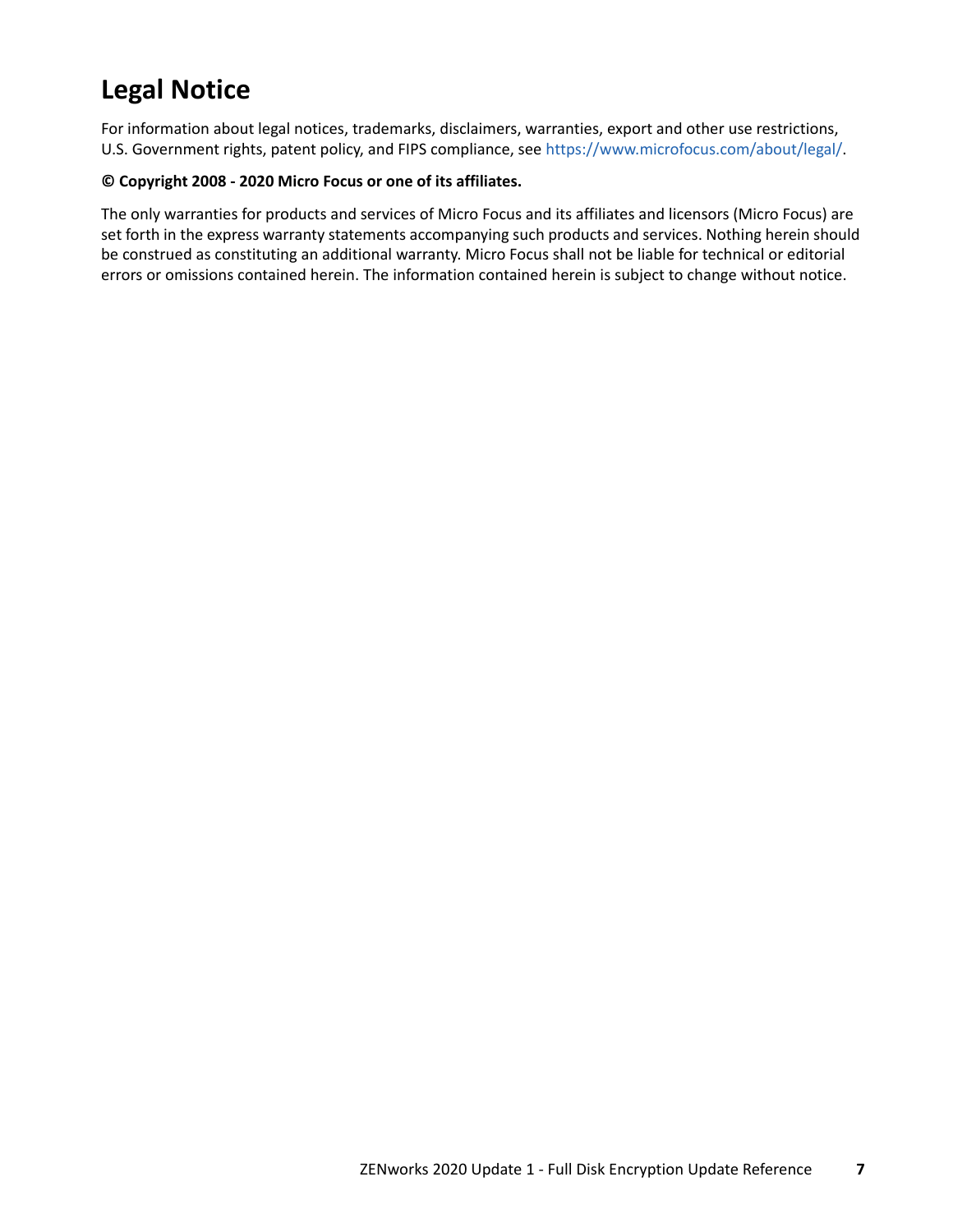# Legal Notice

For information about legal notices, trademarks, disclaimers, warranties, export and other use restrictions, U.S. Government rights, patent policy, and FIPS compliance, see https://www.microfocus.com/about/legal/.

**© Copyright 2008 - 2020 Micro Focus or one of its affiliates.**

The only warranties for products and services of Micro Focus and its affiliates and licensors (Micro Focus) are set forth in the express warranty statements accompanying such products and services. Nothing herein should be construed as constituting an additional warranty. Micro Focus shall not be liable for technical or editorial errors or omissions contained herein. The information contained herein is subject to change without notice.